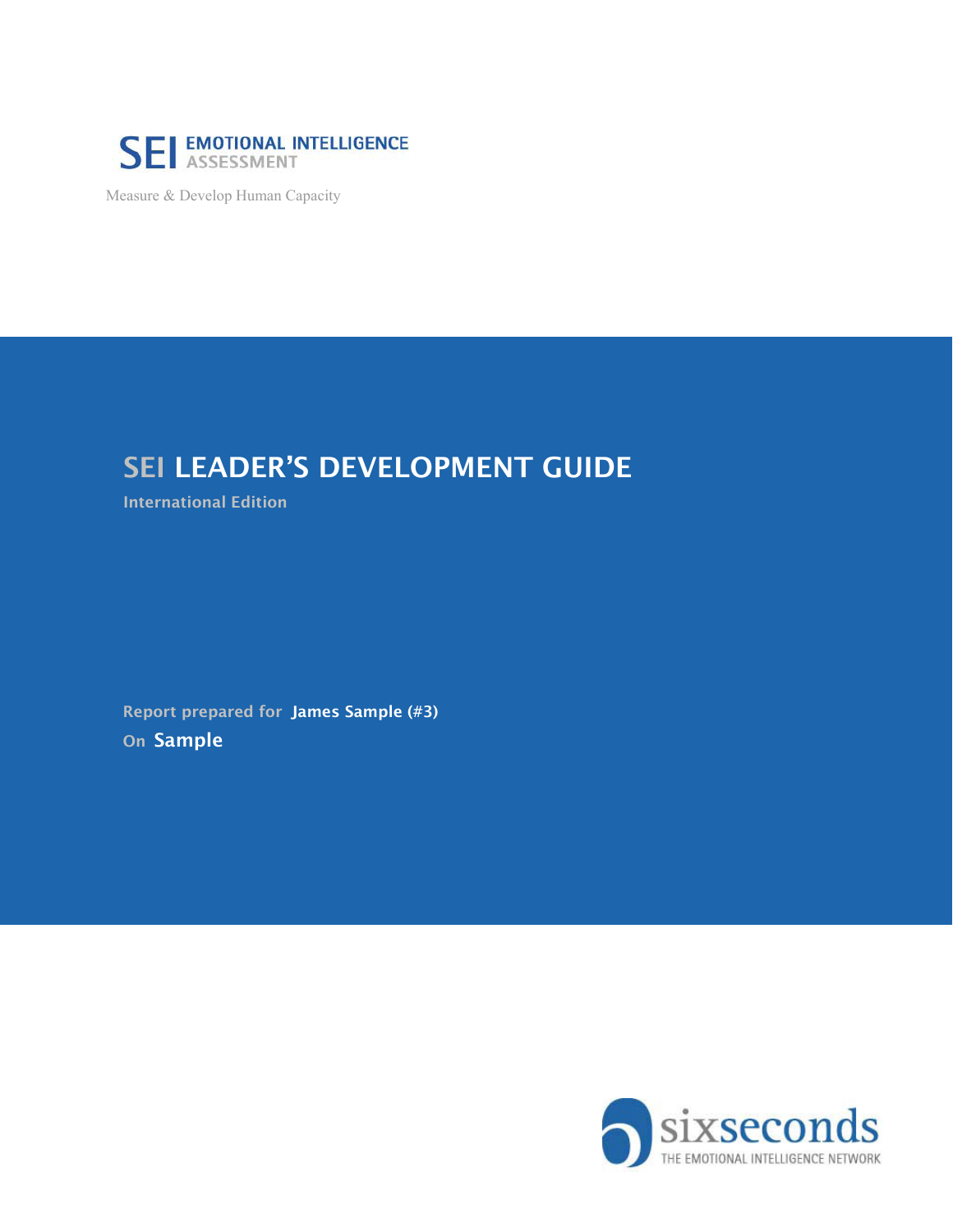SEI EMOTIONAL INTELLIGENCE ASSESSMENT

Measure & Develop Human Capacity

# SEI LEADER'S DEVELOPMENT GUIDE

International Edition

Report prepared for **James Sample (#3)**

On **Sample**

sixseconds

THE EMOTIONAL INTELLIGENCE NETWORK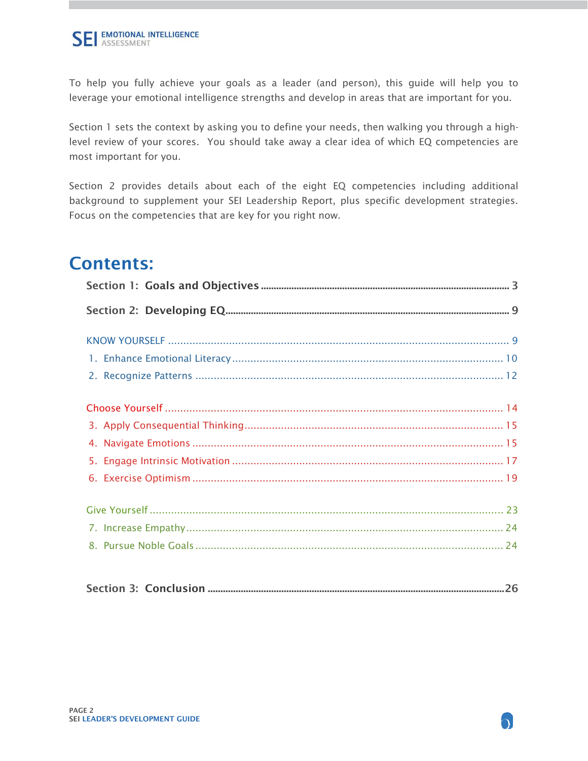To help you fully achieve your goals as a leader (and person), this guide will help you to leverage your emotional intelligence strengths and develop in areas that are important for you.

Section 1 sets the context by asking you to define your needs, then walking you through a high-level review of your scores. You should take away a clear idea of which EQ competencies are most important for you.

Section 2 provides details about each of the eight EQ competencies including additional background to supplement your SEI Leadership Report, plus specific development strategies. Focus on the competencies that are key for you right now.

# Contents:

**Section 1: Goals and Objectives** ........ 3

**Section 2: Developing EQ** ........ 9

KNOW YOURSELF ........ 9

1. Enhance Emotional Literacy ........ 10
2. Recognize Patterns ........ 12

Choose Yourself ........ 14

3. Apply Consequential Thinking ........ 15
4. Navigate Emotions ........ 15
5. Engage Intrinsic Motivation ........ 17
6. Exercise Optimism ........ 19

Give Yourself ........ 23

7. Increase Empathy ........ 24
8. Pursue Noble Goals ........ 24

**Section 3: Conclusion** ........ 26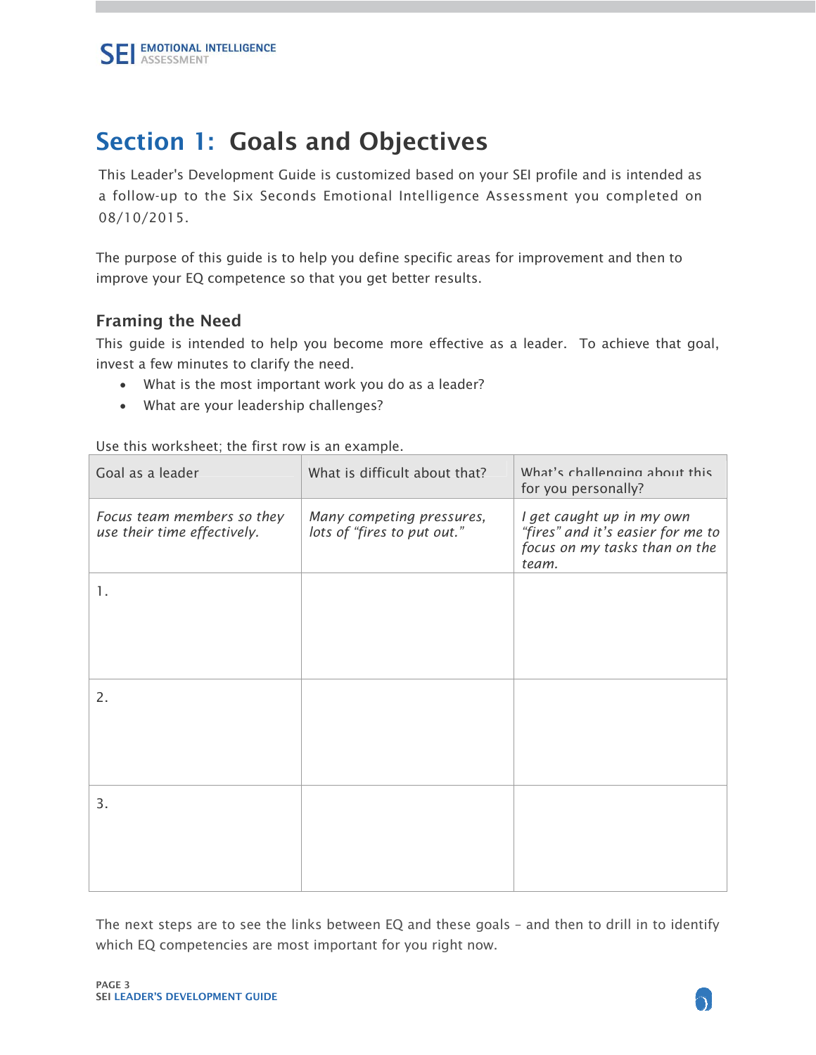## Section 1: Goals and Objectives

This Leader's Development Guide is customized based on your SEI profile and is intended as a follow-up to the Six Seconds Emotional Intelligence Assessment you completed on 08/10/2015.

The purpose of this guide is to help you define specific areas for improvement and then to improve your EQ competence so that you get better results.

### Framing the Need

This guide is intended to help you become more effective as a leader. To achieve that goal, invest a few minutes to clarify the need.

- What is the most important work you do as a leader?
- What are your leadership challenges?

Use this worksheet; the first row is an example.

| Goal as a leader | What is difficult about that? | What's challenging about this for you personally? |
|---|---|---|
| *Focus team members so they use their time effectively.* | *Many competing pressures, lots of "fires to put out."* | *I get caught up in my own "fires" and it's easier for me to focus on my tasks than on the team.* |
| 1. | | |
| 2. | | |
| 3. | | |

The next steps are to see the links between EQ and these goals – and then to drill in to identify which EQ competencies are most important for you right now.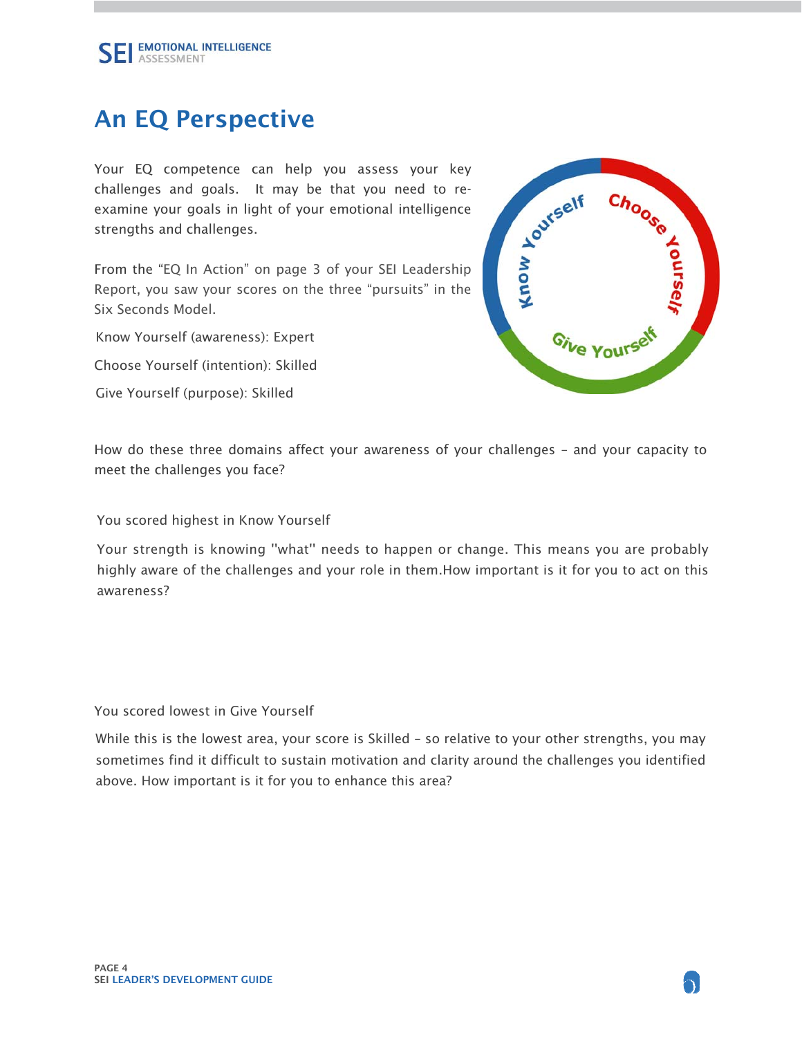# An EQ Perspective

Your EQ competence can help you assess your key challenges and goals. It may be that you need to re-examine your goals in light of your emotional intelligence strengths and challenges.

From the "EQ In Action" on page 3 of your SEI Leadership Report, you saw your scores on the three "pursuits" in the Six Seconds Model.

Know Yourself (awareness): Expert

Choose Yourself (intention): Skilled

Give Yourself (purpose): Skilled

How do these three domains affect your awareness of your challenges – and your capacity to meet the challenges you face?

You scored highest in Know Yourself

Your strength is knowing "what" needs to happen or change. This means you are probably highly aware of the challenges and your role in them.How important is it for you to act on this awareness?

You scored lowest in Give Yourself

While this is the lowest area, your score is Skilled – so relative to your other strengths, you may sometimes find it difficult to sustain motivation and clarity around the challenges you identified above. How important is it for you to enhance this area?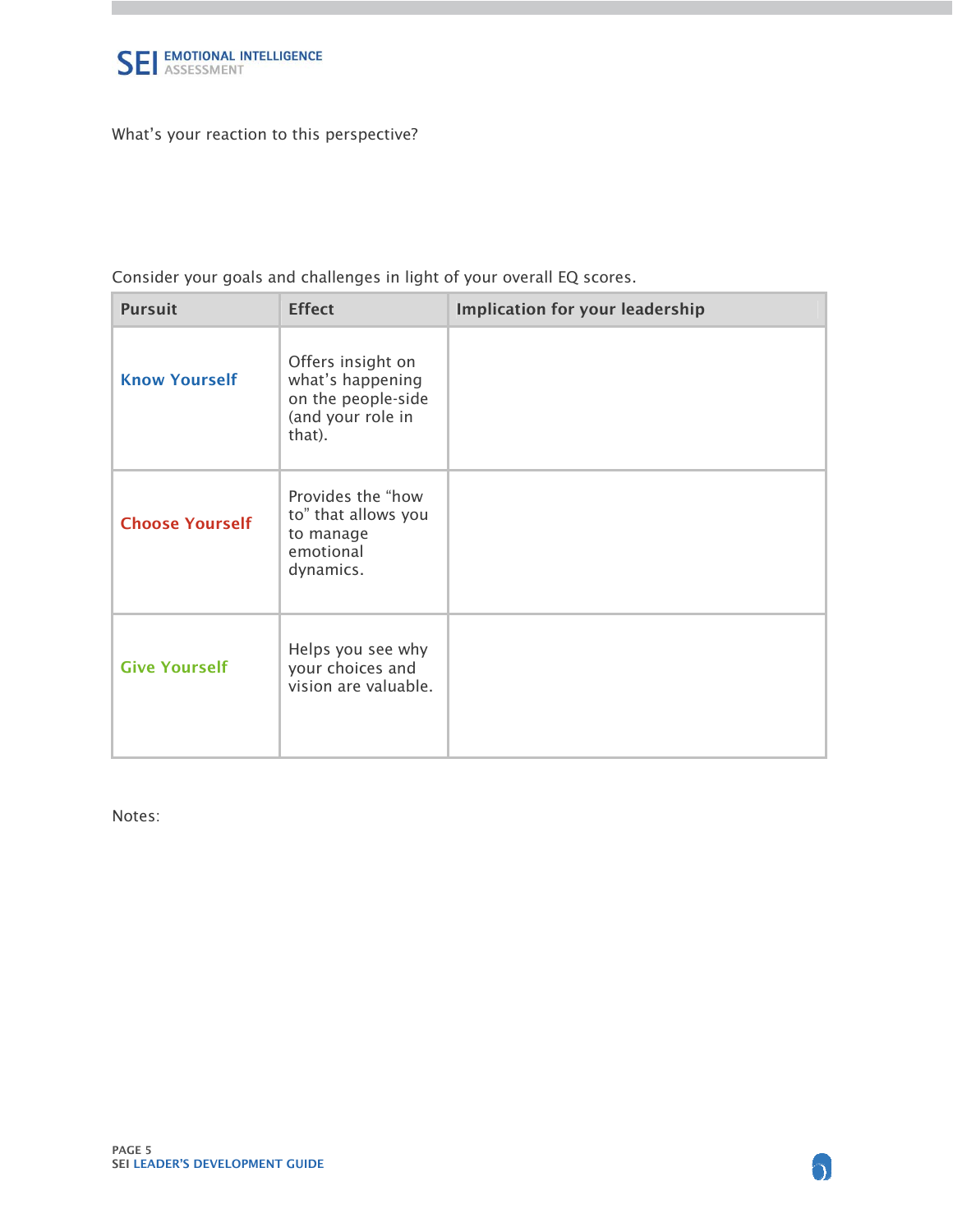What's your reaction to this perspective?

Consider your goals and challenges in light of your overall EQ scores.

| Pursuit | Effect | Implication for your leadership |
|---|---|---|
| **Know Yourself** | Offers insight on what's happening on the people-side (and your role in that). | |
| **Choose Yourself** | Provides the "how to" that allows you to manage emotional dynamics. | |
| **Give Yourself** | Helps you see why your choices and vision are valuable. | |

Notes: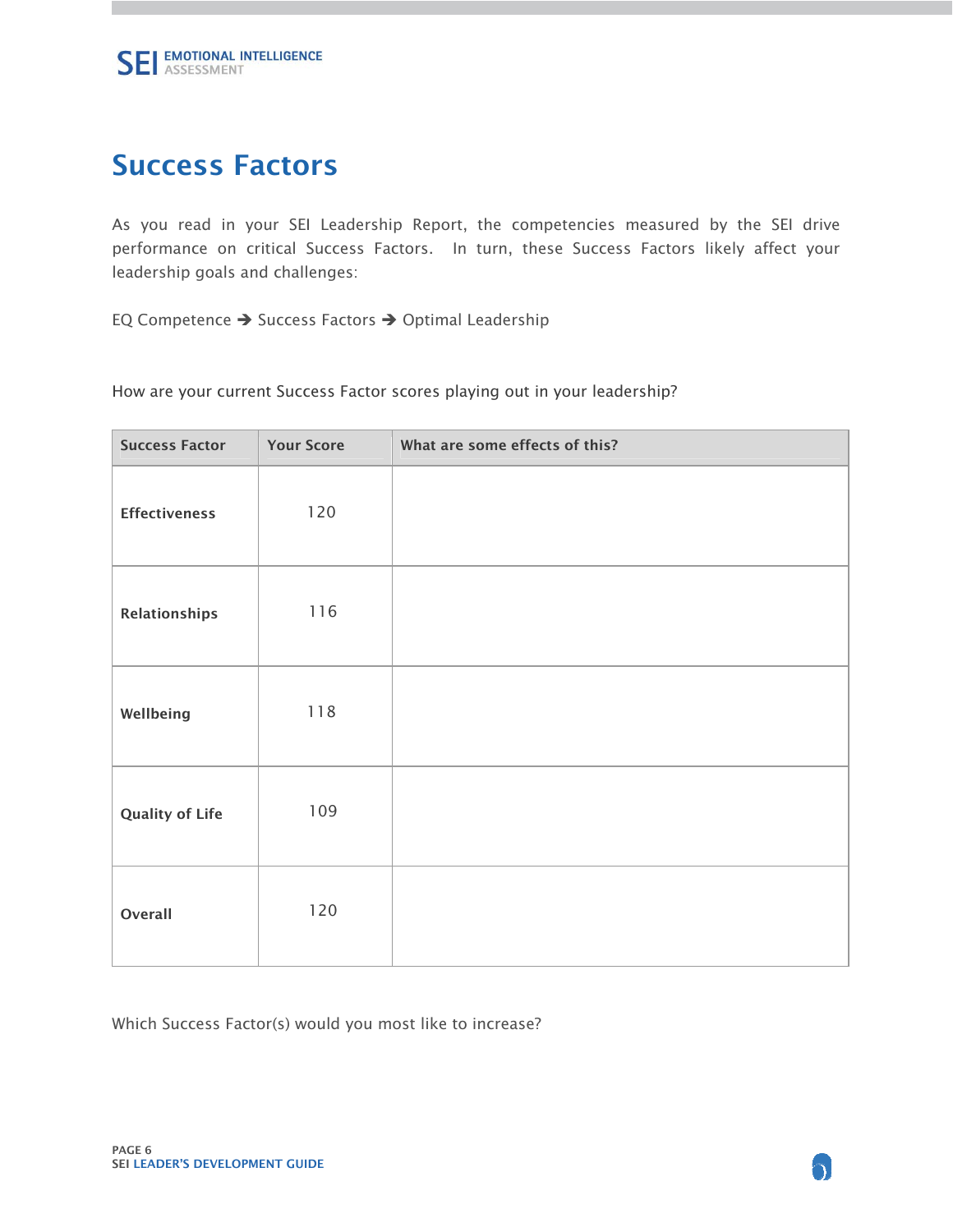# Success Factors

As you read in your SEI Leadership Report, the competencies measured by the SEI drive performance on critical Success Factors. In turn, these Success Factors likely affect your leadership goals and challenges:

EQ Competence ➔ Success Factors ➔ Optimal Leadership

How are your current Success Factor scores playing out in your leadership?

| Success Factor | Your Score | What are some effects of this? |
|---|---|---|
| **Effectiveness** | 120 | |
| **Relationships** | 116 | |
| **Wellbeing** | 118 | |
| **Quality of Life** | 109 | |
| **Overall** | 120 | |

Which Success Factor(s) would you most like to increase?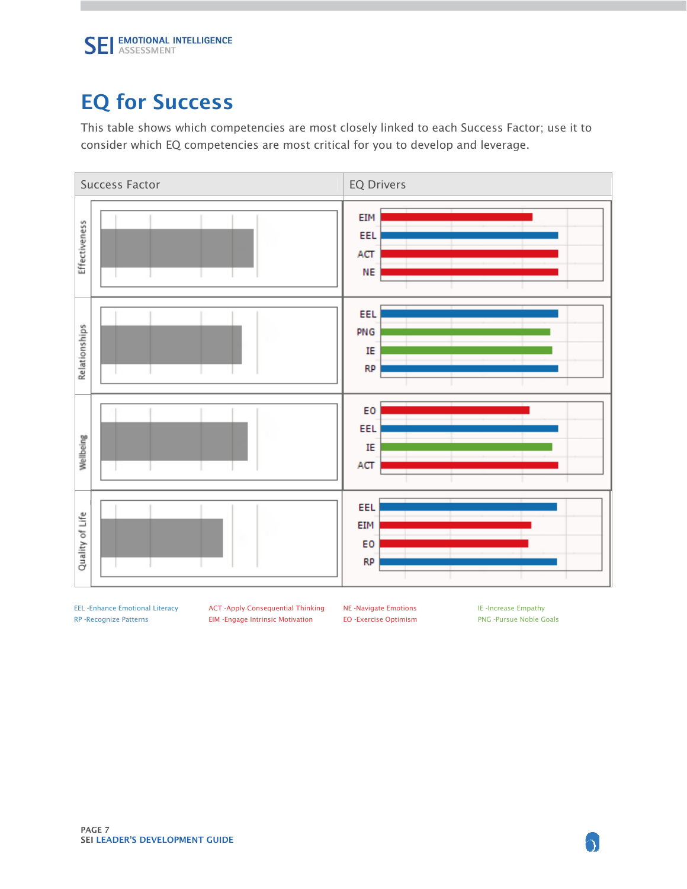# EQ for Success

This table shows which competencies are most closely linked to each Success Factor; use it to consider which EQ competencies are most critical for you to develop and leverage.

| Success Factor | EQ Drivers |
|---|---|
| Effectiveness | EIM, EEL, ACT, NE |
| Relationships | EEL, PNG, IE, RP |
| Wellbeing | EO, EEL, IE, ACT |
| Quality of Life | EEL, EIM, EO, RP |

EEL -Enhance Emotional Literacy
RP -Recognize Patterns
ACT -Apply Consequential Thinking
EIM -Engage Intrinsic Motivation
NE -Navigate Emotions
EO -Exercise Optimism
IE -Increase Empathy
PNG -Pursue Noble Goals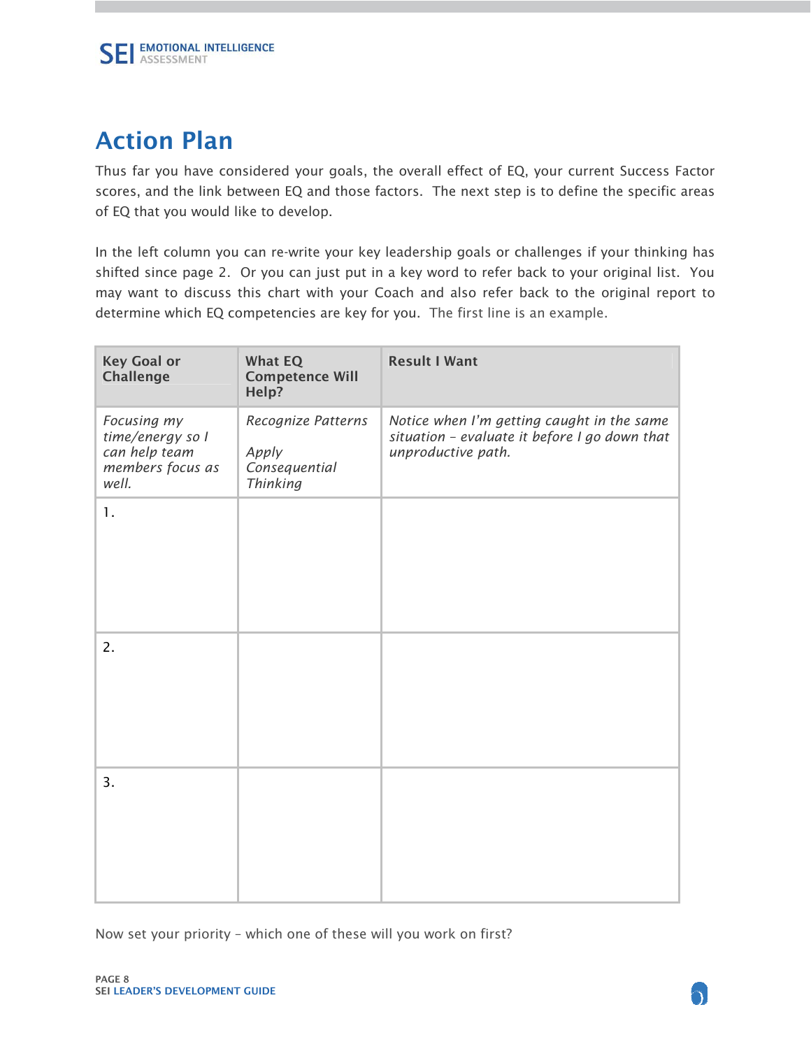# Action Plan

Thus far you have considered your goals, the overall effect of EQ, your current Success Factor scores, and the link between EQ and those factors. The next step is to define the specific areas of EQ that you would like to develop.

In the left column you can re-write your key leadership goals or challenges if your thinking has shifted since page 2. Or you can just put in a key word to refer back to your original list. You may want to discuss this chart with your Coach and also refer back to the original report to determine which EQ competencies are key for you. The first line is an example.

| Key Goal or Challenge | What EQ Competence Will Help? | Result I Want |
|---|---|---|
| *Focusing my time/energy so I can help team members focus as well.* | *Recognize Patterns*<br><br>*Apply Consequential Thinking* | *Notice when I'm getting caught in the same situation – evaluate it before I go down that unproductive path.* |
| 1. | | |
| 2. | | |
| 3. | | |

Now set your priority – which one of these will you work on first?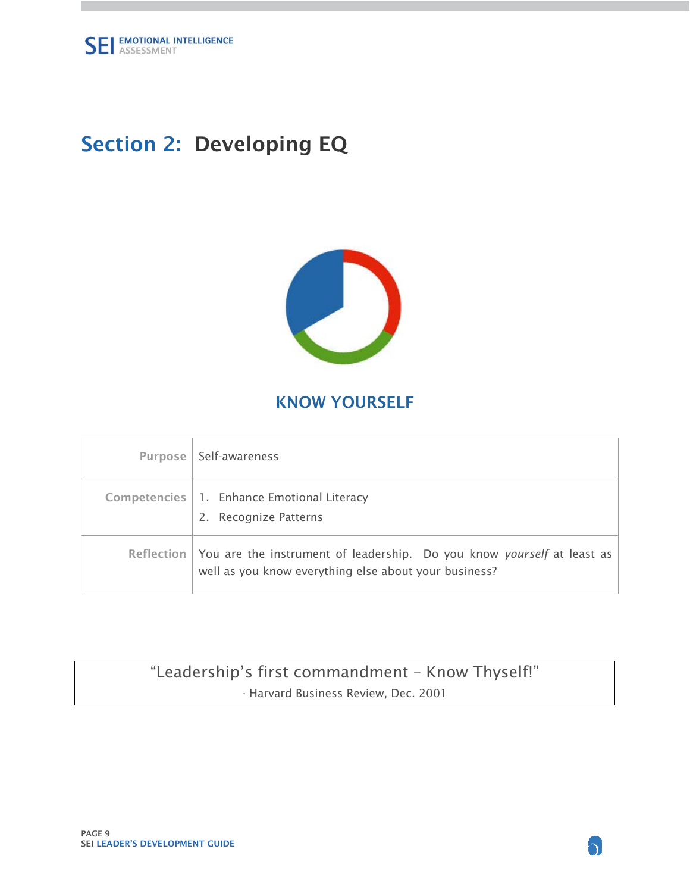# Section 2: Developing EQ

## KNOW YOURSELF

| | |
|---|---|
| **Purpose** | Self-awareness |
| **Competencies** | 1. Enhance Emotional Literacy<br>2. Recognize Patterns |
| **Reflection** | You are the instrument of leadership. Do you know *yourself* at least as well as you know everything else about your business? |

> "Leadership's first commandment – Know Thyself!"
>
> \- Harvard Business Review, Dec. 2001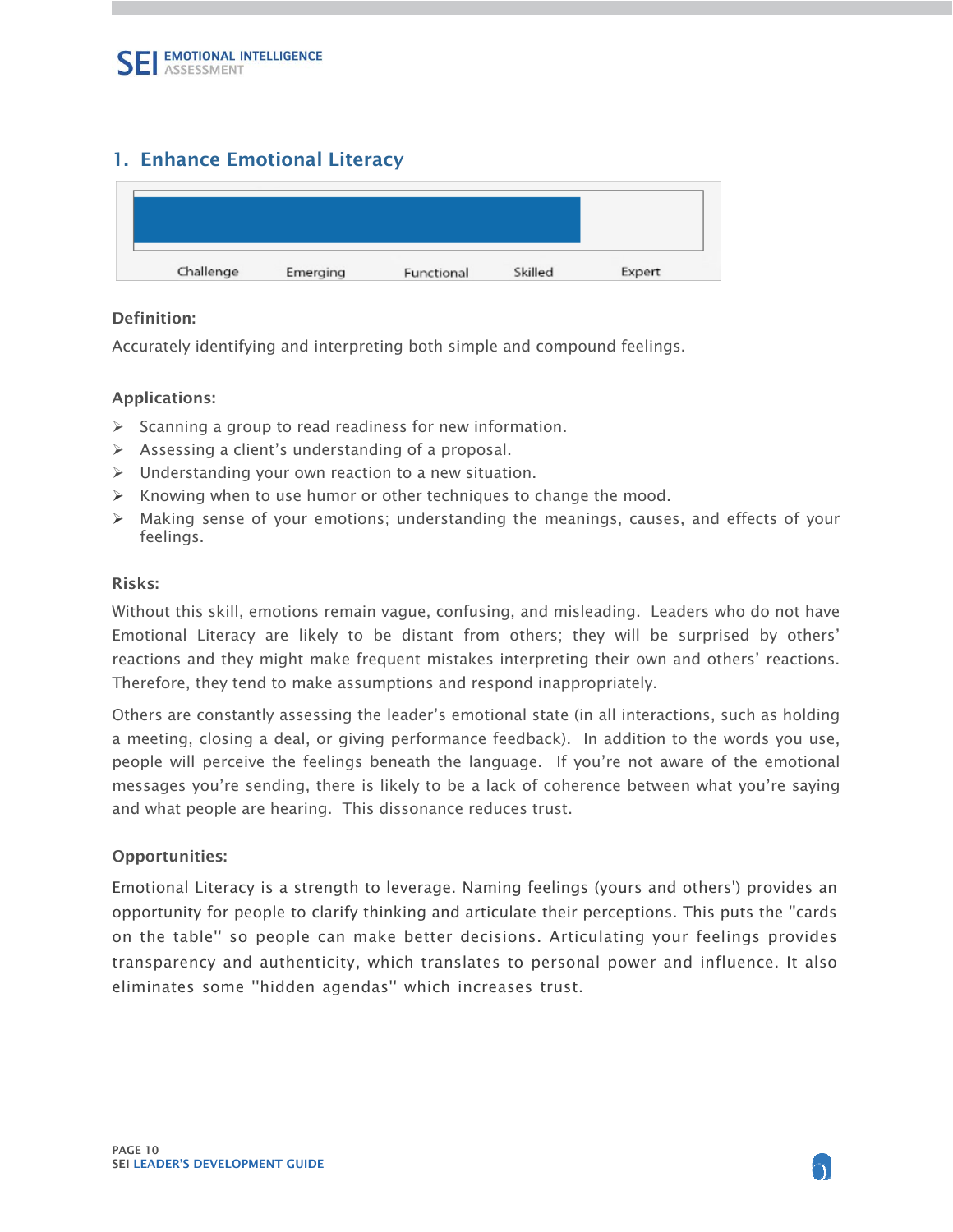## 1. Enhance Emotional Literacy

Challenge Emerging Functional Skilled Expert

**Definition:**

Accurately identifying and interpreting both simple and compound feelings.

**Applications:**

- Scanning a group to read readiness for new information.
- Assessing a client's understanding of a proposal.
- Understanding your own reaction to a new situation.
- Knowing when to use humor or other techniques to change the mood.
- Making sense of your emotions; understanding the meanings, causes, and effects of your feelings.

**Risks:**

Without this skill, emotions remain vague, confusing, and misleading. Leaders who do not have Emotional Literacy are likely to be distant from others; they will be surprised by others' reactions and they might make frequent mistakes interpreting their own and others' reactions. Therefore, they tend to make assumptions and respond inappropriately.

Others are constantly assessing the leader's emotional state (in all interactions, such as holding a meeting, closing a deal, or giving performance feedback). In addition to the words you use, people will perceive the feelings beneath the language. If you're not aware of the emotional messages you're sending, there is likely to be a lack of coherence between what you're saying and what people are hearing. This dissonance reduces trust.

**Opportunities:**

Emotional Literacy is a strength to leverage. Naming feelings (yours and others') provides an opportunity for people to clarify thinking and articulate their perceptions. This puts the "cards on the table" so people can make better decisions. Articulating your feelings provides transparency and authenticity, which translates to personal power and influence. It also eliminates some "hidden agendas" which increases trust.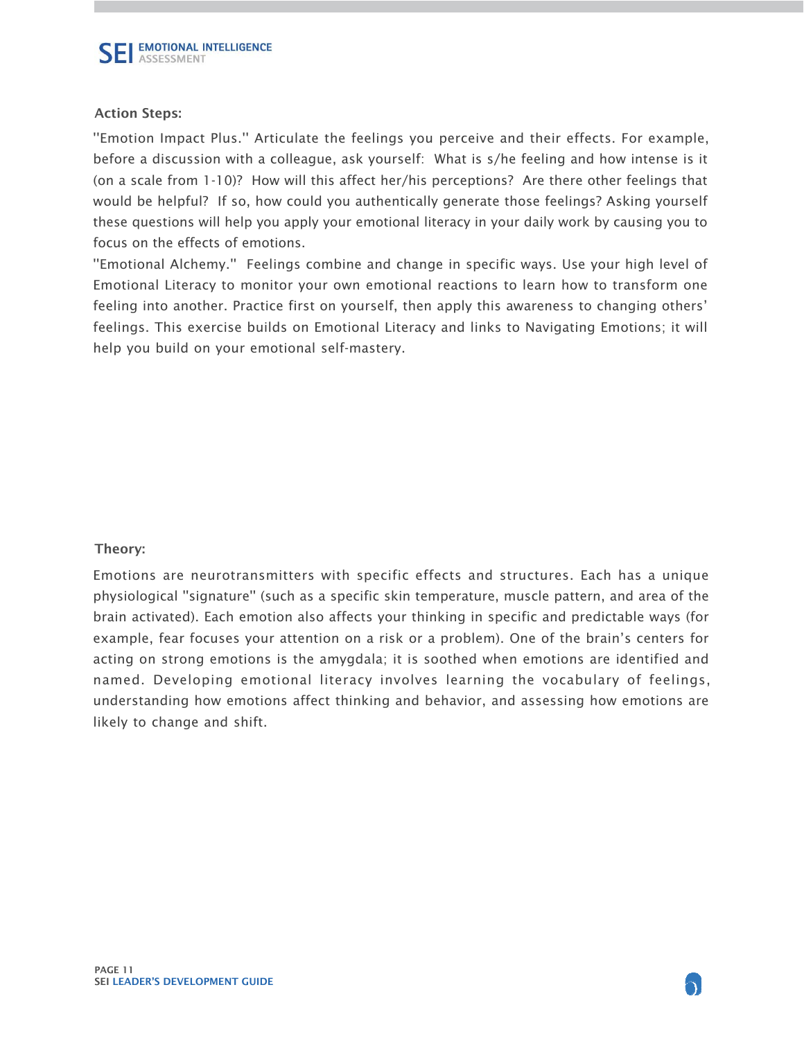### Action Steps:

"Emotion Impact Plus." Articulate the feelings you perceive and their effects. For example, before a discussion with a colleague, ask yourself: What is s/he feeling and how intense is it (on a scale from 1-10)? How will this affect her/his perceptions? Are there other feelings that would be helpful? If so, how could you authentically generate those feelings? Asking yourself these questions will help you apply your emotional literacy in your daily work by causing you to focus on the effects of emotions.

"Emotional Alchemy." Feelings combine and change in specific ways. Use your high level of Emotional Literacy to monitor your own emotional reactions to learn how to transform one feeling into another. Practice first on yourself, then apply this awareness to changing others' feelings. This exercise builds on Emotional Literacy and links to Navigating Emotions; it will help you build on your emotional self-mastery.

### Theory:

Emotions are neurotransmitters with specific effects and structures. Each has a unique physiological "signature" (such as a specific skin temperature, muscle pattern, and area of the brain activated). Each emotion also affects your thinking in specific and predictable ways (for example, fear focuses your attention on a risk or a problem). One of the brain's centers for acting on strong emotions is the amygdala; it is soothed when emotions are identified and named. Developing emotional literacy involves learning the vocabulary of feelings, understanding how emotions affect thinking and behavior, and assessing how emotions are likely to change and shift.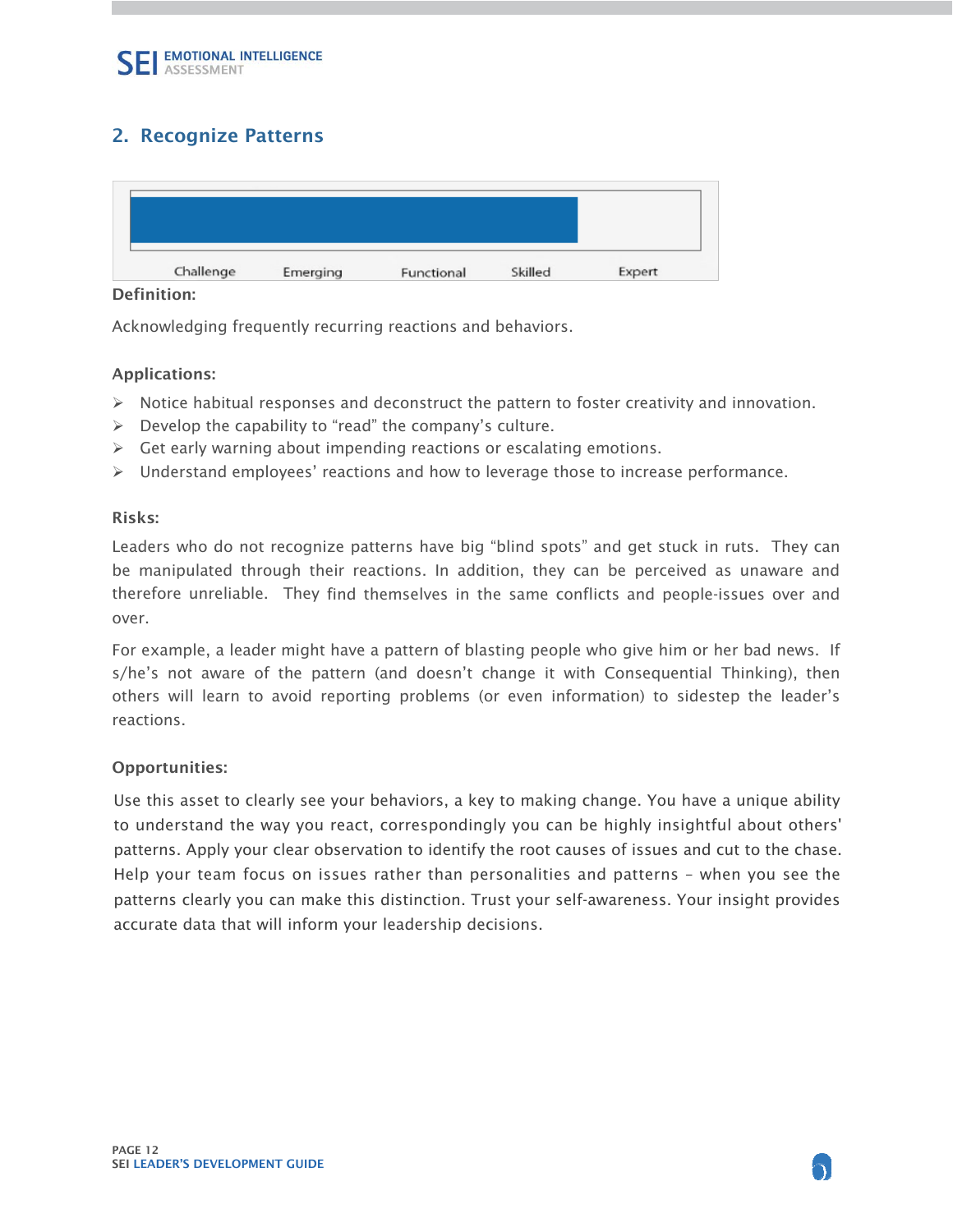## 2. Recognize Patterns

Challenge Emerging Functional Skilled Expert

**Definition:**

Acknowledging frequently recurring reactions and behaviors.

**Applications:**

- Notice habitual responses and deconstruct the pattern to foster creativity and innovation.
- Develop the capability to "read" the company's culture.
- Get early warning about impending reactions or escalating emotions.
- Understand employees' reactions and how to leverage those to increase performance.

**Risks:**

Leaders who do not recognize patterns have big "blind spots" and get stuck in ruts. They can be manipulated through their reactions. In addition, they can be perceived as unaware and therefore unreliable. They find themselves in the same conflicts and people-issues over and over.

For example, a leader might have a pattern of blasting people who give him or her bad news. If s/he's not aware of the pattern (and doesn't change it with Consequential Thinking), then others will learn to avoid reporting problems (or even information) to sidestep the leader's reactions.

**Opportunities:**

Use this asset to clearly see your behaviors, a key to making change. You have a unique ability to understand the way you react, correspondingly you can be highly insightful about others' patterns. Apply your clear observation to identify the root causes of issues and cut to the chase. Help your team focus on issues rather than personalities and patterns – when you see the patterns clearly you can make this distinction. Trust your self-awareness. Your insight provides accurate data that will inform your leadership decisions.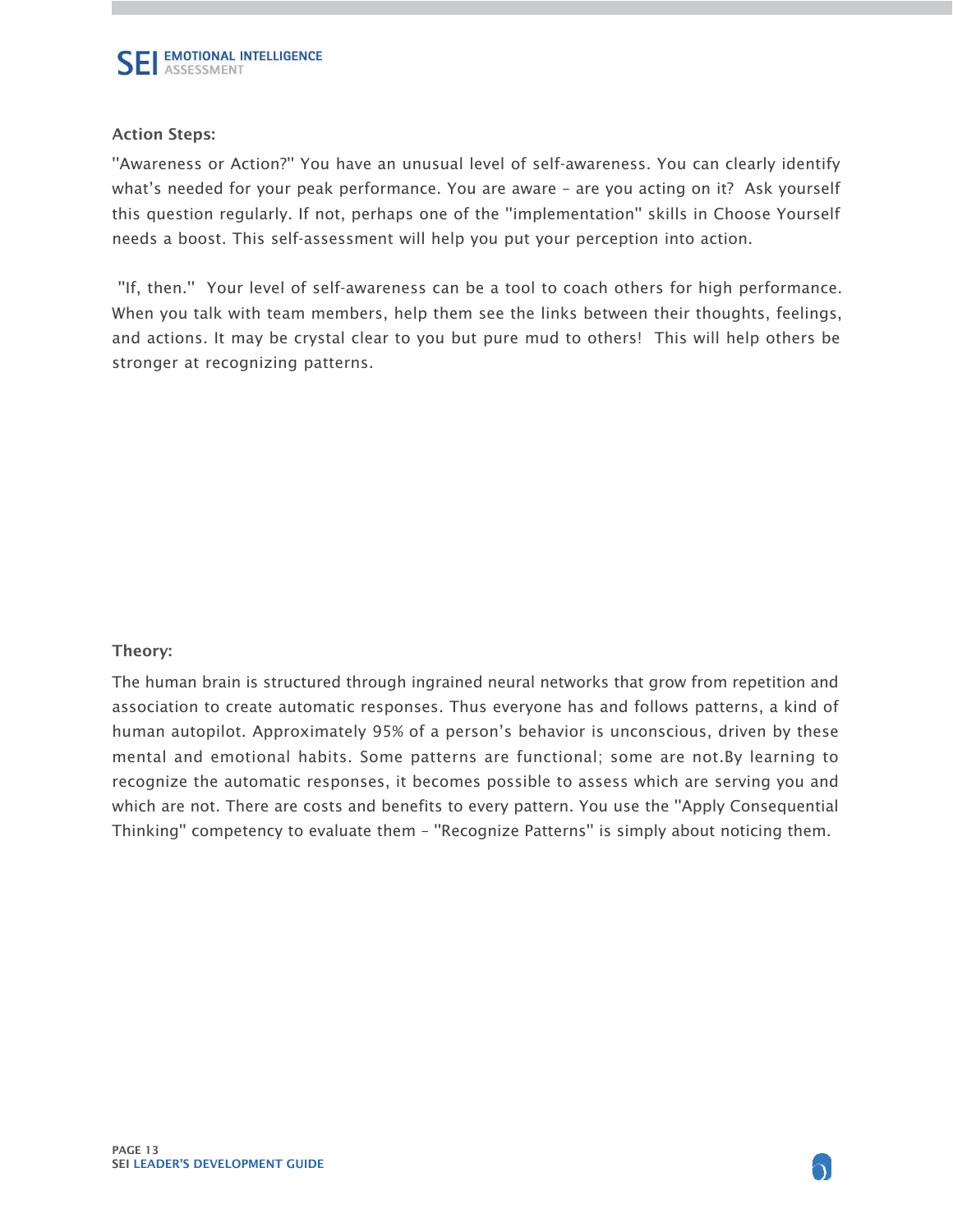### Action Steps:

"Awareness or Action?" You have an unusual level of self-awareness. You can clearly identify what's needed for your peak performance. You are aware – are you acting on it? Ask yourself this question regularly. If not, perhaps one of the "implementation" skills in Choose Yourself needs a boost. This self-assessment will help you put your perception into action.

"If, then." Your level of self-awareness can be a tool to coach others for high performance. When you talk with team members, help them see the links between their thoughts, feelings, and actions. It may be crystal clear to you but pure mud to others! This will help others be stronger at recognizing patterns.

### Theory:

The human brain is structured through ingrained neural networks that grow from repetition and association to create automatic responses. Thus everyone has and follows patterns, a kind of human autopilot. Approximately 95% of a person's behavior is unconscious, driven by these mental and emotional habits. Some patterns are functional; some are not.By learning to recognize the automatic responses, it becomes possible to assess which are serving you and which are not. There are costs and benefits to every pattern. You use the "Apply Consequential Thinking" competency to evaluate them – "Recognize Patterns" is simply about noticing them.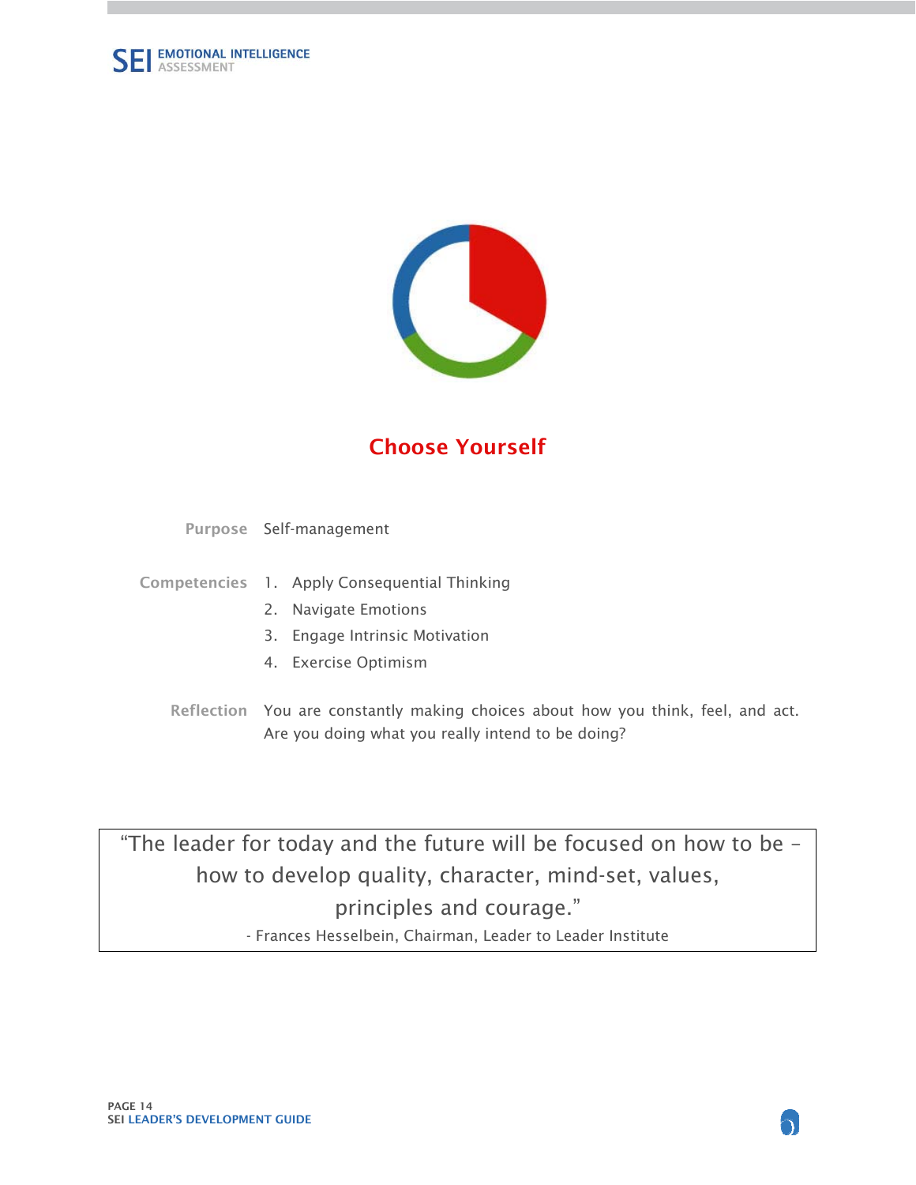# Choose Yourself

**Purpose** Self-management

**Competencies**

1. Apply Consequential Thinking
2. Navigate Emotions
3. Engage Intrinsic Motivation
4. Exercise Optimism

**Reflection** You are constantly making choices about how you think, feel, and act. Are you doing what you really intend to be doing?

> "The leader for today and the future will be focused on how to be – how to develop quality, character, mind-set, values, principles and courage."
>
> - Frances Hesselbein, Chairman, Leader to Leader Institute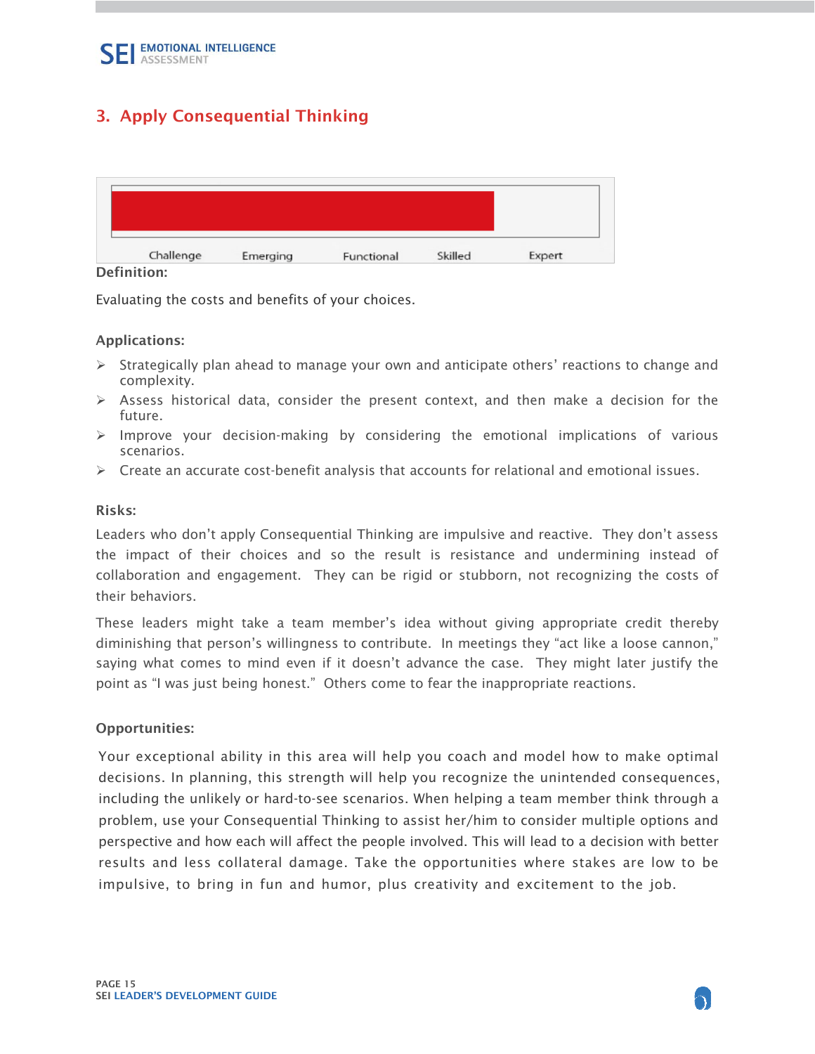## 3. Apply Consequential Thinking

Challenge Emerging Functional Skilled Expert

**Definition:**

Evaluating the costs and benefits of your choices.

**Applications:**

- Strategically plan ahead to manage your own and anticipate others' reactions to change and complexity.
- Assess historical data, consider the present context, and then make a decision for the future.
- Improve your decision-making by considering the emotional implications of various scenarios.
- Create an accurate cost-benefit analysis that accounts for relational and emotional issues.

**Risks:**

Leaders who don't apply Consequential Thinking are impulsive and reactive. They don't assess the impact of their choices and so the result is resistance and undermining instead of collaboration and engagement. They can be rigid or stubborn, not recognizing the costs of their behaviors.

These leaders might take a team member's idea without giving appropriate credit thereby diminishing that person's willingness to contribute. In meetings they "act like a loose cannon," saying what comes to mind even if it doesn't advance the case. They might later justify the point as "I was just being honest." Others come to fear the inappropriate reactions.

**Opportunities:**

Your exceptional ability in this area will help you coach and model how to make optimal decisions. In planning, this strength will help you recognize the unintended consequences, including the unlikely or hard-to-see scenarios. When helping a team member think through a problem, use your Consequential Thinking to assist her/him to consider multiple options and perspective and how each will affect the people involved. This will lead to a decision with better results and less collateral damage. Take the opportunities where stakes are low to be impulsive, to bring in fun and humor, plus creativity and excitement to the job.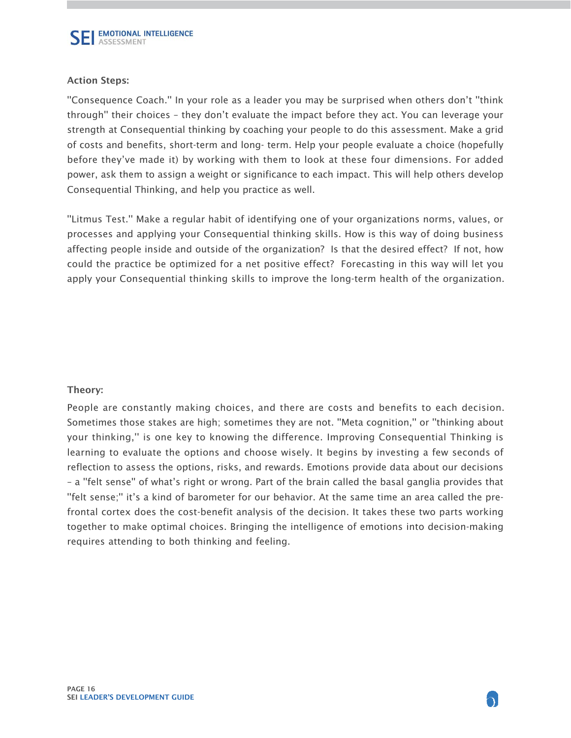**Action Steps:**

"Consequence Coach." In your role as a leader you may be surprised when others don't "think through" their choices – they don't evaluate the impact before they act. You can leverage your strength at Consequential thinking by coaching your people to do this assessment. Make a grid of costs and benefits, short-term and long- term. Help your people evaluate a choice (hopefully before they've made it) by working with them to look at these four dimensions. For added power, ask them to assign a weight or significance to each impact. This will help others develop Consequential Thinking, and help you practice as well.

"Litmus Test." Make a regular habit of identifying one of your organizations norms, values, or processes and applying your Consequential thinking skills. How is this way of doing business affecting people inside and outside of the organization? Is that the desired effect? If not, how could the practice be optimized for a net positive effect? Forecasting in this way will let you apply your Consequential thinking skills to improve the long-term health of the organization.

**Theory:**

People are constantly making choices, and there are costs and benefits to each decision. Sometimes those stakes are high; sometimes they are not. "Meta cognition," or "thinking about your thinking," is one key to knowing the difference. Improving Consequential Thinking is learning to evaluate the options and choose wisely. It begins by investing a few seconds of reflection to assess the options, risks, and rewards. Emotions provide data about our decisions – a "felt sense" of what's right or wrong. Part of the brain called the basal ganglia provides that "felt sense;" it's a kind of barometer for our behavior. At the same time an area called the pre-frontal cortex does the cost-benefit analysis of the decision. It takes these two parts working together to make optimal choices. Bringing the intelligence of emotions into decision-making requires attending to both thinking and feeling.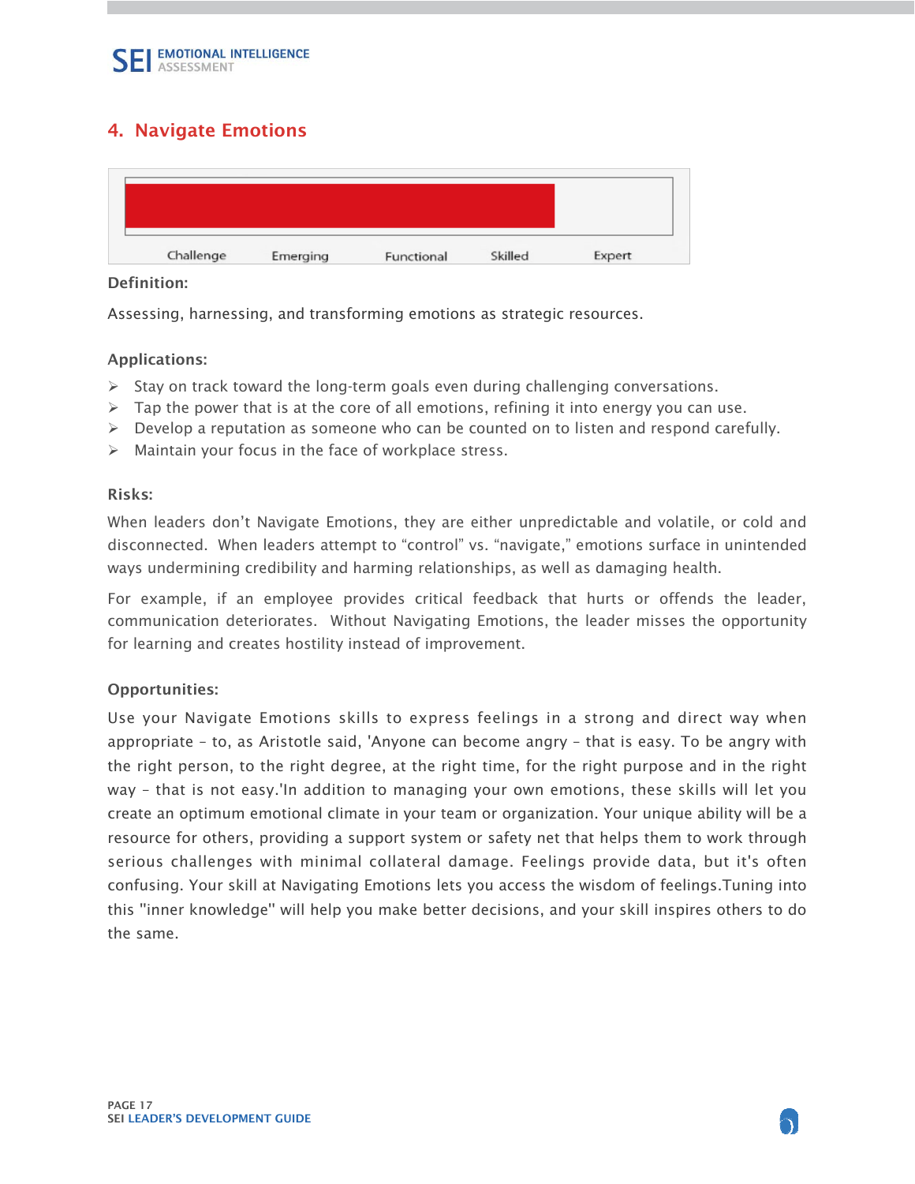## 4. Navigate Emotions

Challenge Emerging Functional Skilled Expert

**Definition:**

Assessing, harnessing, and transforming emotions as strategic resources.

**Applications:**

- Stay on track toward the long-term goals even during challenging conversations.
- Tap the power that is at the core of all emotions, refining it into energy you can use.
- Develop a reputation as someone who can be counted on to listen and respond carefully.
- Maintain your focus in the face of workplace stress.

**Risks:**

When leaders don't Navigate Emotions, they are either unpredictable and volatile, or cold and disconnected. When leaders attempt to "control" vs. "navigate," emotions surface in unintended ways undermining credibility and harming relationships, as well as damaging health.

For example, if an employee provides critical feedback that hurts or offends the leader, communication deteriorates. Without Navigating Emotions, the leader misses the opportunity for learning and creates hostility instead of improvement.

**Opportunities:**

Use your Navigate Emotions skills to express feelings in a strong and direct way when appropriate – to, as Aristotle said, 'Anyone can become angry – that is easy. To be angry with the right person, to the right degree, at the right time, for the right purpose and in the right way – that is not easy.'In addition to managing your own emotions, these skills will let you create an optimum emotional climate in your team or organization. Your unique ability will be a resource for others, providing a support system or safety net that helps them to work through serious challenges with minimal collateral damage. Feelings provide data, but it's often confusing. Your skill at Navigating Emotions lets you access the wisdom of feelings.Tuning into this "inner knowledge" will help you make better decisions, and your skill inspires others to do the same.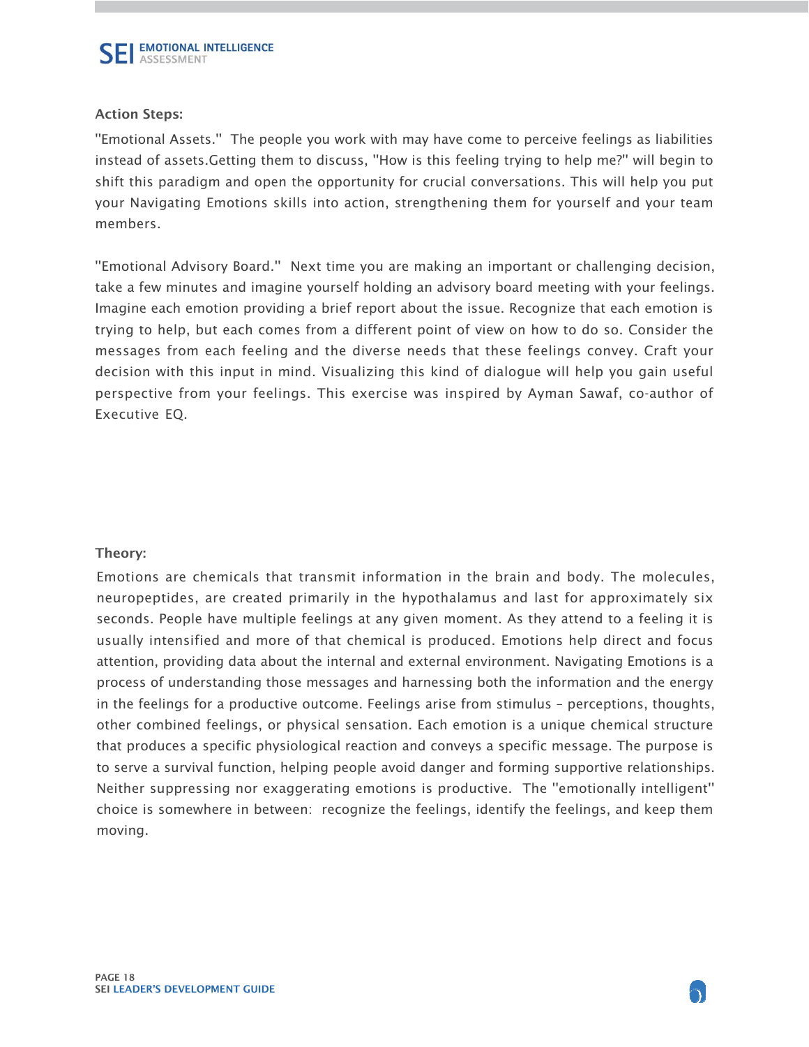**Action Steps:**

"Emotional Assets." The people you work with may have come to perceive feelings as liabilities instead of assets.Getting them to discuss, "How is this feeling trying to help me?" will begin to shift this paradigm and open the opportunity for crucial conversations. This will help you put your Navigating Emotions skills into action, strengthening them for yourself and your team members.

"Emotional Advisory Board." Next time you are making an important or challenging decision, take a few minutes and imagine yourself holding an advisory board meeting with your feelings. Imagine each emotion providing a brief report about the issue. Recognize that each emotion is trying to help, but each comes from a different point of view on how to do so. Consider the messages from each feeling and the diverse needs that these feelings convey. Craft your decision with this input in mind. Visualizing this kind of dialogue will help you gain useful perspective from your feelings. This exercise was inspired by Ayman Sawaf, co-author of Executive EQ.

**Theory:**

Emotions are chemicals that transmit information in the brain and body. The molecules, neuropeptides, are created primarily in the hypothalamus and last for approximately six seconds. People have multiple feelings at any given moment. As they attend to a feeling it is usually intensified and more of that chemical is produced. Emotions help direct and focus attention, providing data about the internal and external environment. Navigating Emotions is a process of understanding those messages and harnessing both the information and the energy in the feelings for a productive outcome. Feelings arise from stimulus – perceptions, thoughts, other combined feelings, or physical sensation. Each emotion is a unique chemical structure that produces a specific physiological reaction and conveys a specific message. The purpose is to serve a survival function, helping people avoid danger and forming supportive relationships. Neither suppressing nor exaggerating emotions is productive. The "emotionally intelligent" choice is somewhere in between: recognize the feelings, identify the feelings, and keep them moving.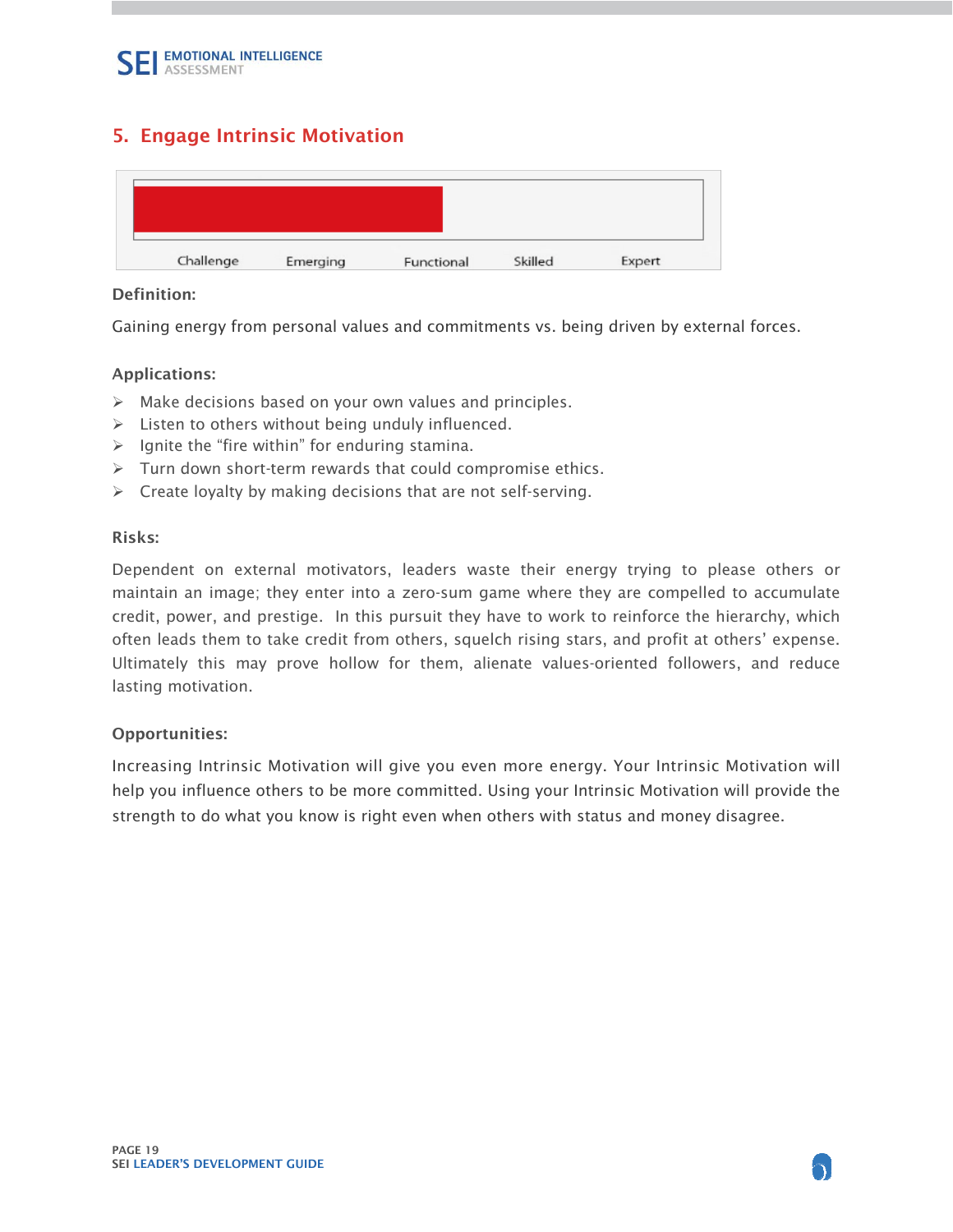## 5. Engage Intrinsic Motivation

Challenge Emerging Functional Skilled Expert

**Definition:**

Gaining energy from personal values and commitments vs. being driven by external forces.

**Applications:**

- Make decisions based on your own values and principles.
- Listen to others without being unduly influenced.
- Ignite the "fire within" for enduring stamina.
- Turn down short-term rewards that could compromise ethics.
- Create loyalty by making decisions that are not self-serving.

**Risks:**

Dependent on external motivators, leaders waste their energy trying to please others or maintain an image; they enter into a zero-sum game where they are compelled to accumulate credit, power, and prestige. In this pursuit they have to work to reinforce the hierarchy, which often leads them to take credit from others, squelch rising stars, and profit at others' expense. Ultimately this may prove hollow for them, alienate values-oriented followers, and reduce lasting motivation.

**Opportunities:**

Increasing Intrinsic Motivation will give you even more energy. Your Intrinsic Motivation will help you influence others to be more committed. Using your Intrinsic Motivation will provide the strength to do what you know is right even when others with status and money disagree.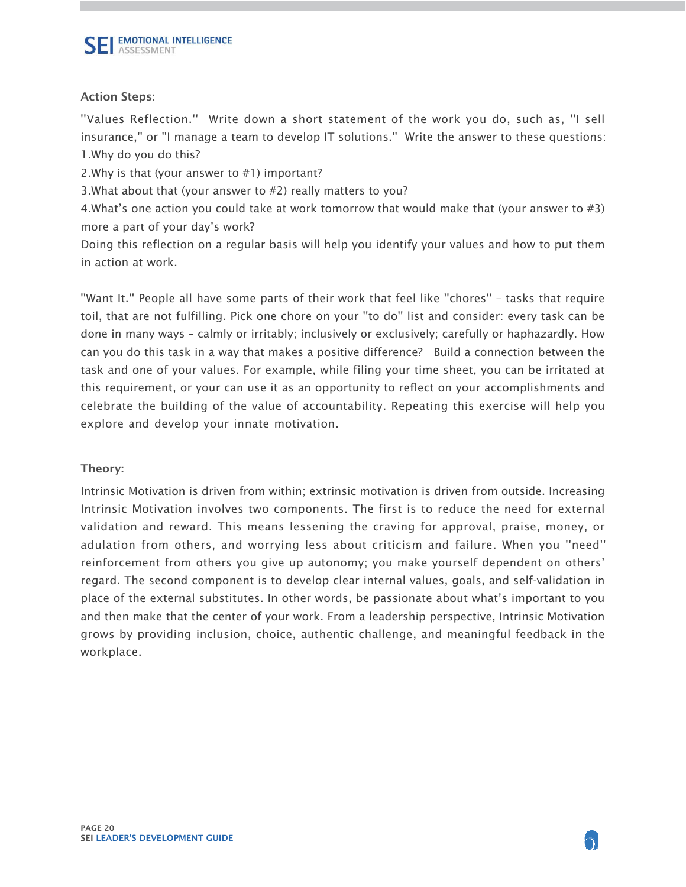### Action Steps:

"Values Reflection." Write down a short statement of the work you do, such as, "I sell insurance," or "I manage a team to develop IT solutions." Write the answer to these questions:

1. Why do you do this?
2. Why is that (your answer to #1) important?
3. What about that (your answer to #2) really matters to you?
4. What's one action you could take at work tomorrow that would make that (your answer to #3) more a part of your day's work?

Doing this reflection on a regular basis will help you identify your values and how to put them in action at work.

"Want It." People all have some parts of their work that feel like "chores" – tasks that require toil, that are not fulfilling. Pick one chore on your "to do" list and consider: every task can be done in many ways – calmly or irritably; inclusively or exclusively; carefully or haphazardly. How can you do this task in a way that makes a positive difference? Build a connection between the task and one of your values. For example, while filing your time sheet, you can be irritated at this requirement, or your can use it as an opportunity to reflect on your accomplishments and celebrate the building of the value of accountability. Repeating this exercise will help you explore and develop your innate motivation.

### Theory:

Intrinsic Motivation is driven from within; extrinsic motivation is driven from outside. Increasing Intrinsic Motivation involves two components. The first is to reduce the need for external validation and reward. This means lessening the craving for approval, praise, money, or adulation from others, and worrying less about criticism and failure. When you "need" reinforcement from others you give up autonomy; you make yourself dependent on others' regard. The second component is to develop clear internal values, goals, and self-validation in place of the external substitutes. In other words, be passionate about what's important to you and then make that the center of your work. From a leadership perspective, Intrinsic Motivation grows by providing inclusion, choice, authentic challenge, and meaningful feedback in the workplace.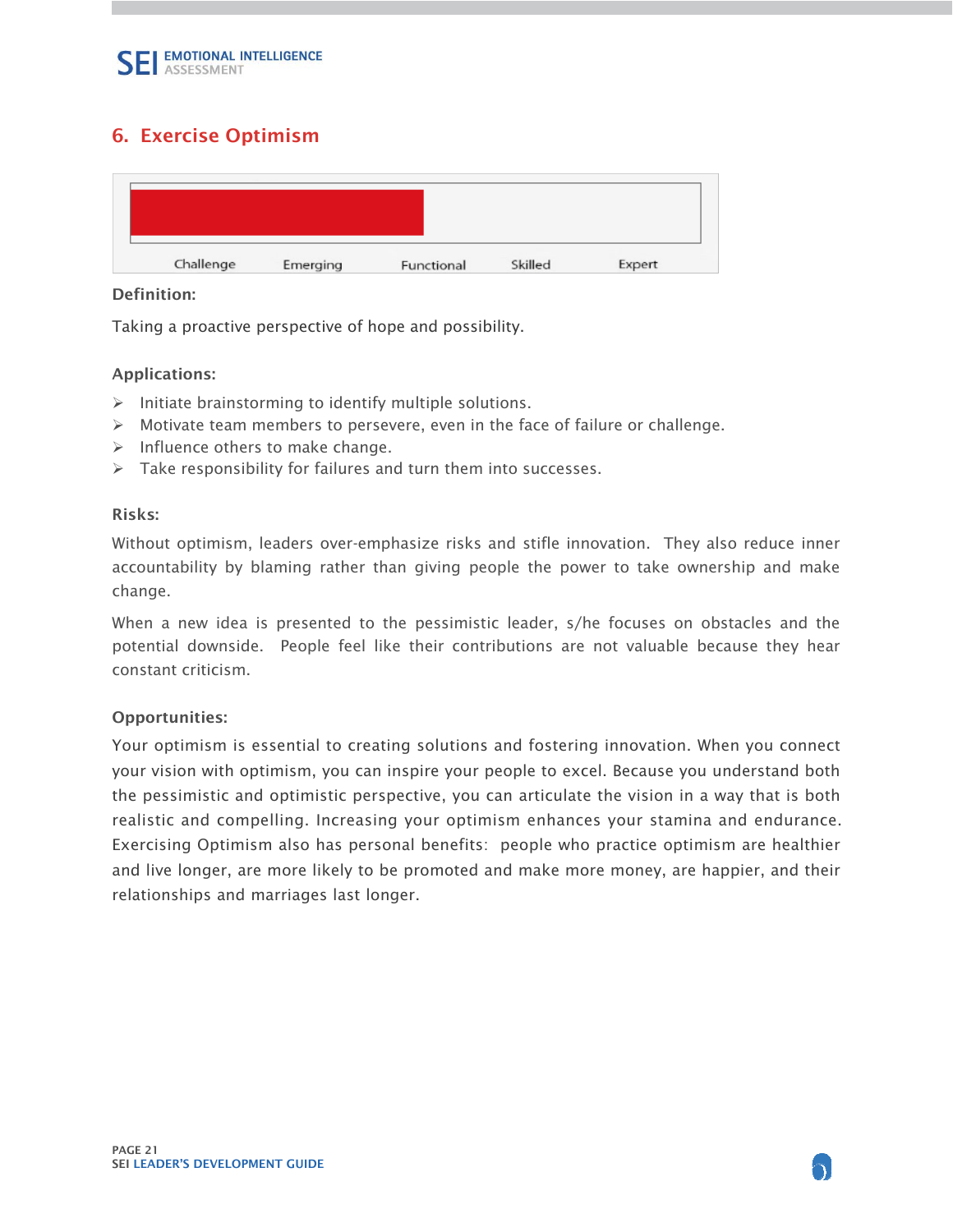## 6. Exercise Optimism

Challenge | Emerging | Functional | Skilled | Expert

**Definition:**

Taking a proactive perspective of hope and possibility.

**Applications:**

- Initiate brainstorming to identify multiple solutions.
- Motivate team members to persevere, even in the face of failure or challenge.
- Influence others to make change.
- Take responsibility for failures and turn them into successes.

**Risks:**

Without optimism, leaders over-emphasize risks and stifle innovation. They also reduce inner accountability by blaming rather than giving people the power to take ownership and make change.

When a new idea is presented to the pessimistic leader, s/he focuses on obstacles and the potential downside. People feel like their contributions are not valuable because they hear constant criticism.

**Opportunities:**

Your optimism is essential to creating solutions and fostering innovation. When you connect your vision with optimism, you can inspire your people to excel. Because you understand both the pessimistic and optimistic perspective, you can articulate the vision in a way that is both realistic and compelling. Increasing your optimism enhances your stamina and endurance. Exercising Optimism also has personal benefits: people who practice optimism are healthier and live longer, are more likely to be promoted and make more money, are happier, and their relationships and marriages last longer.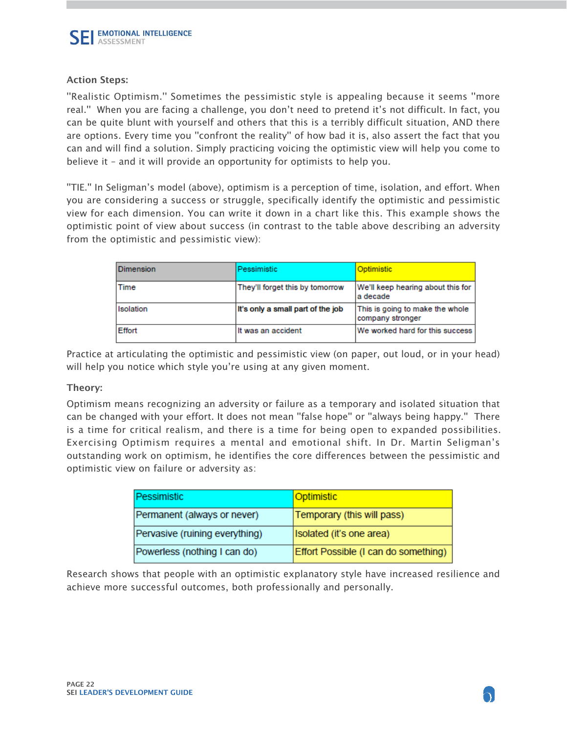**Action Steps:**

"Realistic Optimism." Sometimes the pessimistic style is appealing because it seems "more real." When you are facing a challenge, you don't need to pretend it's not difficult. In fact, you can be quite blunt with yourself and others that this is a terribly difficult situation, AND there are options. Every time you "confront the reality" of how bad it is, also assert the fact that you can and will find a solution. Simply practicing voicing the optimistic view will help you come to believe it – and it will provide an opportunity for optimists to help you.

"TIE." In Seligman's model (above), optimism is a perception of time, isolation, and effort. When you are considering a success or struggle, specifically identify the optimistic and pessimistic view for each dimension. You can write it down in a chart like this. This example shows the optimistic point of view about success (in contrast to the table above describing an adversity from the optimistic and pessimistic view):

| Dimension | Pessimistic | Optimistic |
|---|---|---|
| Time | They'll forget this by tomorrow | We'll keep hearing about this for a decade |
| Isolation | It's only a small part of the job | This is going to make the whole company stronger |
| Effort | It was an accident | We worked hard for this success |

Practice at articulating the optimistic and pessimistic view (on paper, out loud, or in your head) will help you notice which style you're using at any given moment.

**Theory:**

Optimism means recognizing an adversity or failure as a temporary and isolated situation that can be changed with your effort. It does not mean "false hope" or "always being happy." There is a time for critical realism, and there is a time for being open to expanded possibilities. Exercising Optimism requires a mental and emotional shift. In Dr. Martin Seligman's outstanding work on optimism, he identifies the core differences between the pessimistic and optimistic view on failure or adversity as:

| Pessimistic | Optimistic |
|---|---|
| Permanent (always or never) | Temporary (this will pass) |
| Pervasive (ruining everything) | Isolated (it's one area) |
| Powerless (nothing I can do) | Effort Possible (I can do something) |

Research shows that people with an optimistic explanatory style have increased resilience and achieve more successful outcomes, both professionally and personally.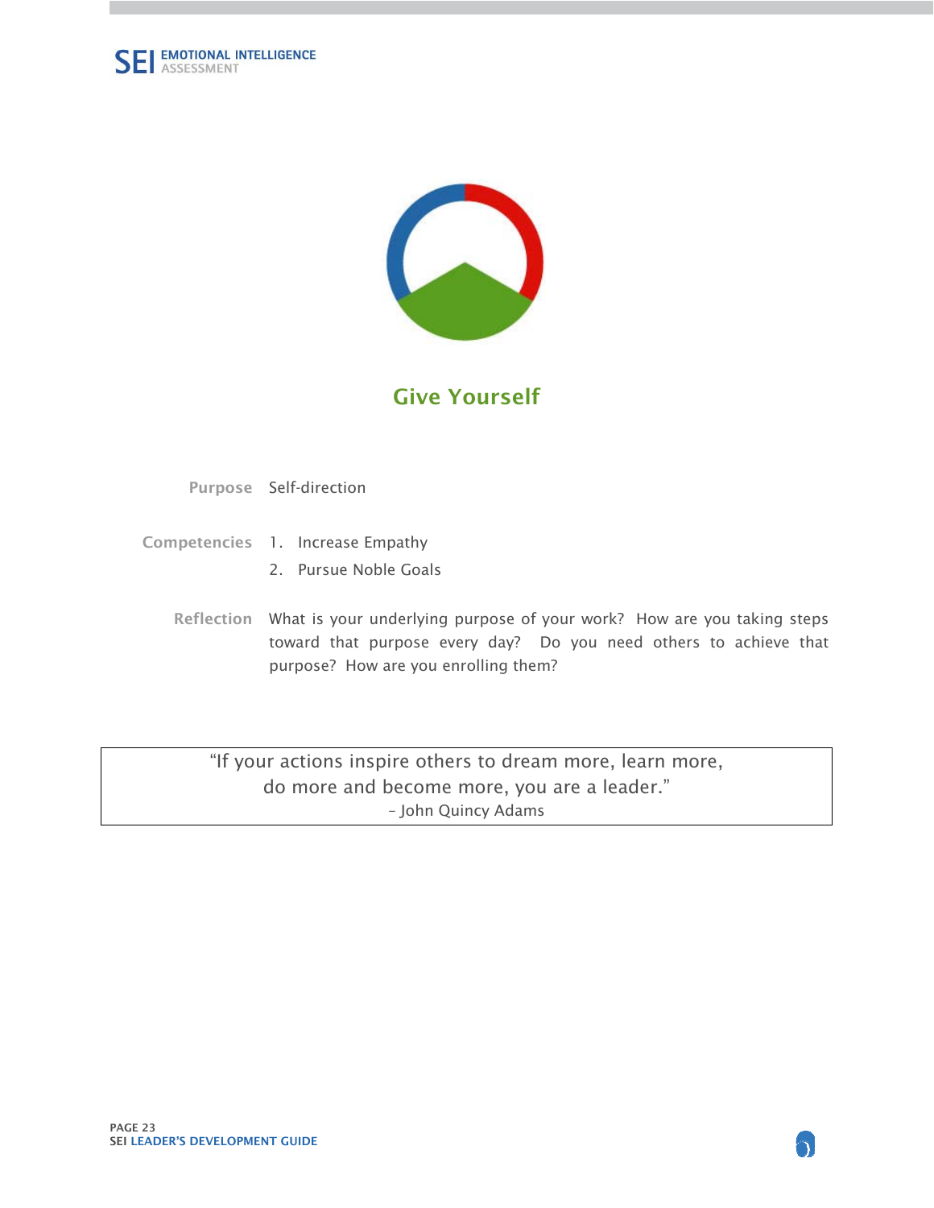# Give Yourself

**Purpose** Self-direction

**Competencies**

1. Increase Empathy
2. Pursue Noble Goals

**Reflection** What is your underlying purpose of your work? How are you taking steps toward that purpose every day? Do you need others to achieve that purpose? How are you enrolling them?

> "If your actions inspire others to dream more, learn more, do more and become more, you are a leader."
>
> – John Quincy Adams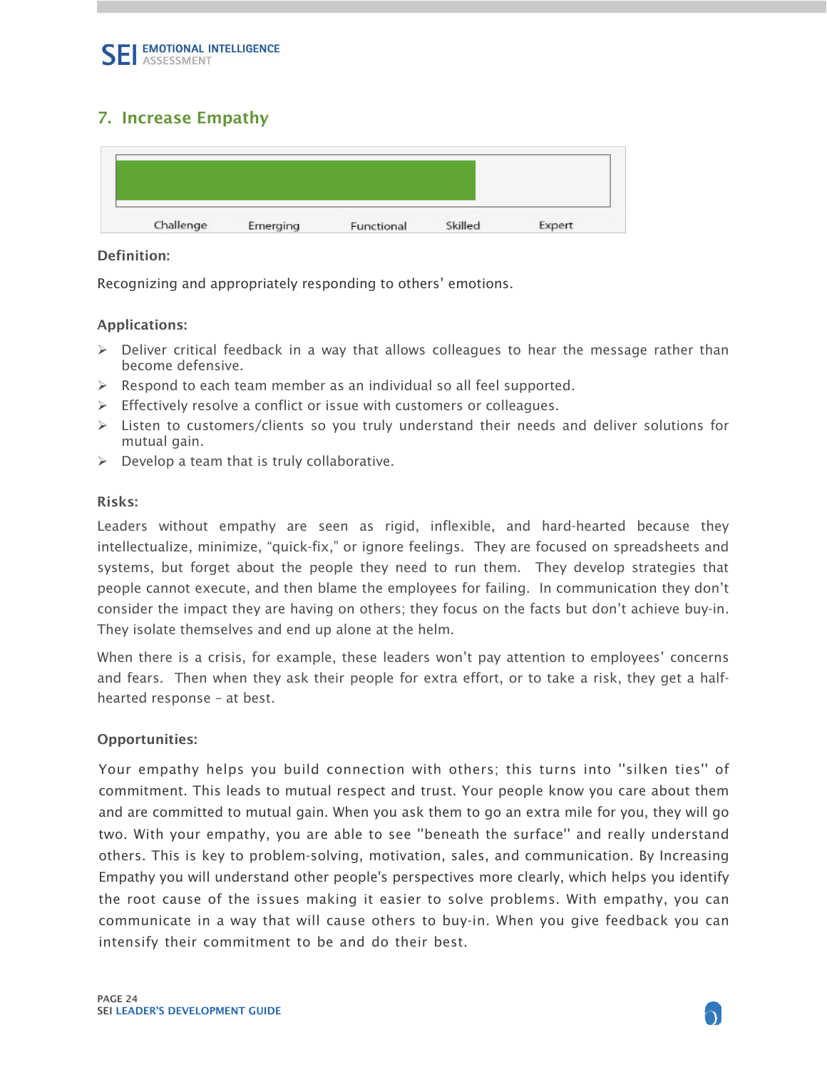## 7. Increase Empathy

Challenge Emerging Functional Skilled Expert

**Definition:**

Recognizing and appropriately responding to others' emotions.

**Applications:**

- Deliver critical feedback in a way that allows colleagues to hear the message rather than become defensive.
- Respond to each team member as an individual so all feel supported.
- Effectively resolve a conflict or issue with customers or colleagues.
- Listen to customers/clients so you truly understand their needs and deliver solutions for mutual gain.
- Develop a team that is truly collaborative.

**Risks:**

Leaders without empathy are seen as rigid, inflexible, and hard-hearted because they intellectualize, minimize, "quick-fix," or ignore feelings. They are focused on spreadsheets and systems, but forget about the people they need to run them. They develop strategies that people cannot execute, and then blame the employees for failing. In communication they don't consider the impact they are having on others; they focus on the facts but don't achieve buy-in. They isolate themselves and end up alone at the helm.

When there is a crisis, for example, these leaders won't pay attention to employees' concerns and fears. Then when they ask their people for extra effort, or to take a risk, they get a half-hearted response – at best.

**Opportunities:**

Your empathy helps you build connection with others; this turns into "silken ties" of commitment. This leads to mutual respect and trust. Your people know you care about them and are committed to mutual gain. When you ask them to go an extra mile for you, they will go two. With your empathy, you are able to see "beneath the surface" and really understand others. This is key to problem-solving, motivation, sales, and communication. By Increasing Empathy you will understand other people's perspectives more clearly, which helps you identify the root cause of the issues making it easier to solve problems. With empathy, you can communicate in a way that will cause others to buy-in. When you give feedback you can intensify their commitment to be and do their best.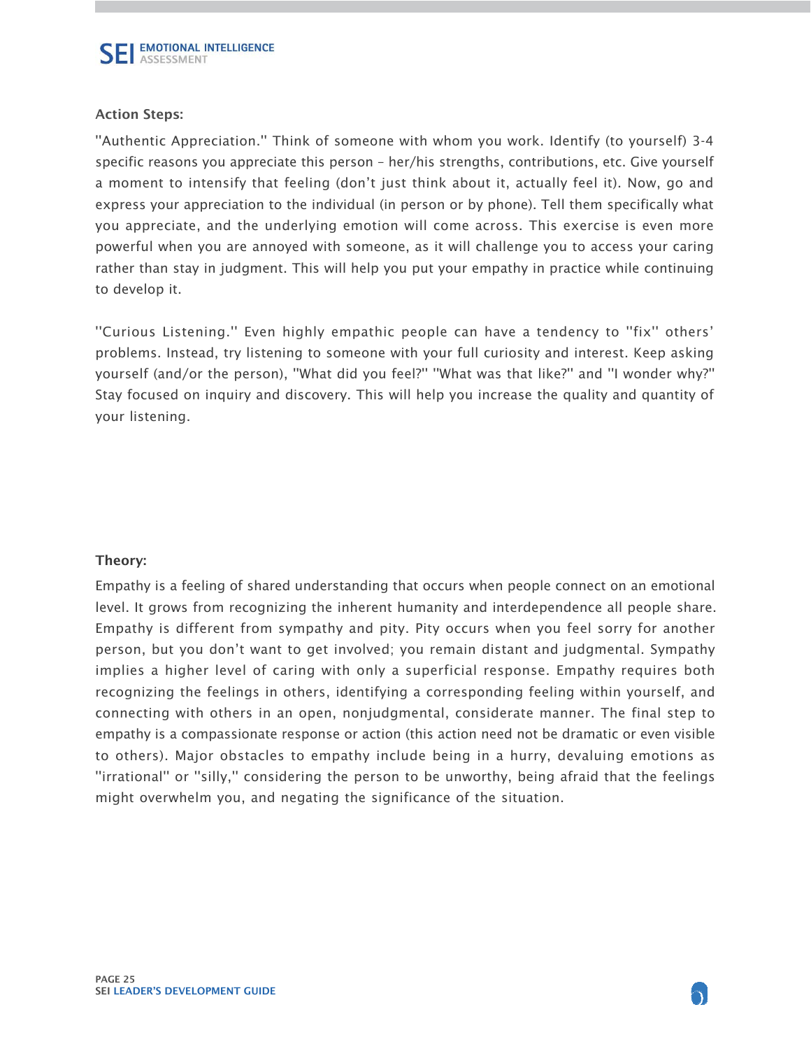**Action Steps:**

"Authentic Appreciation." Think of someone with whom you work. Identify (to yourself) 3-4 specific reasons you appreciate this person – her/his strengths, contributions, etc. Give yourself a moment to intensify that feeling (don't just think about it, actually feel it). Now, go and express your appreciation to the individual (in person or by phone). Tell them specifically what you appreciate, and the underlying emotion will come across. This exercise is even more powerful when you are annoyed with someone, as it will challenge you to access your caring rather than stay in judgment. This will help you put your empathy in practice while continuing to develop it.

"Curious Listening." Even highly empathic people can have a tendency to "fix" others' problems. Instead, try listening to someone with your full curiosity and interest. Keep asking yourself (and/or the person), "What did you feel?" "What was that like?" and "I wonder why?" Stay focused on inquiry and discovery. This will help you increase the quality and quantity of your listening.

**Theory:**

Empathy is a feeling of shared understanding that occurs when people connect on an emotional level. It grows from recognizing the inherent humanity and interdependence all people share. Empathy is different from sympathy and pity. Pity occurs when you feel sorry for another person, but you don't want to get involved; you remain distant and judgmental. Sympathy implies a higher level of caring with only a superficial response. Empathy requires both recognizing the feelings in others, identifying a corresponding feeling within yourself, and connecting with others in an open, nonjudgmental, considerate manner. The final step to empathy is a compassionate response or action (this action need not be dramatic or even visible to others). Major obstacles to empathy include being in a hurry, devaluing emotions as "irrational" or "silly," considering the person to be unworthy, being afraid that the feelings might overwhelm you, and negating the significance of the situation.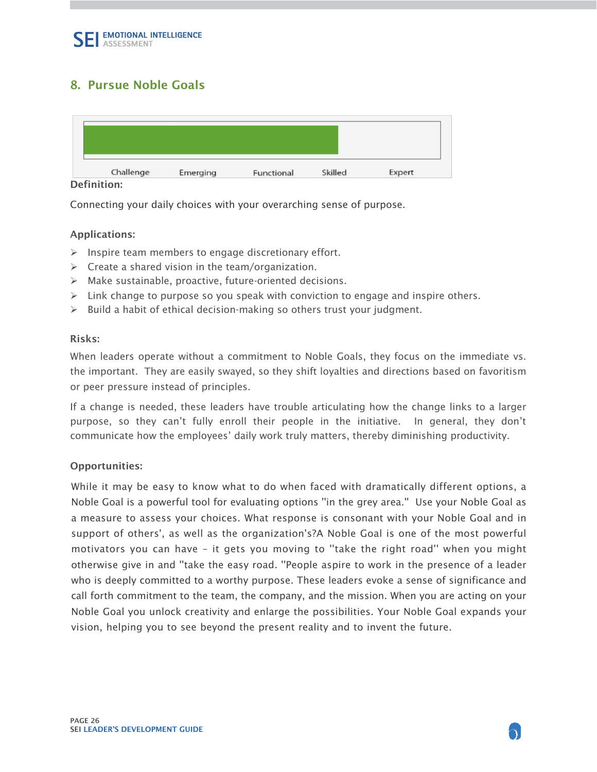## 8. Pursue Noble Goals

Challenge Emerging Functional Skilled Expert

**Definition:**

Connecting your daily choices with your overarching sense of purpose.

**Applications:**

- Inspire team members to engage discretionary effort.
- Create a shared vision in the team/organization.
- Make sustainable, proactive, future-oriented decisions.
- Link change to purpose so you speak with conviction to engage and inspire others.
- Build a habit of ethical decision-making so others trust your judgment.

**Risks:**

When leaders operate without a commitment to Noble Goals, they focus on the immediate vs. the important. They are easily swayed, so they shift loyalties and directions based on favoritism or peer pressure instead of principles.

If a change is needed, these leaders have trouble articulating how the change links to a larger purpose, so they can't fully enroll their people in the initiative. In general, they don't communicate how the employees' daily work truly matters, thereby diminishing productivity.

**Opportunities:**

While it may be easy to know what to do when faced with dramatically different options, a Noble Goal is a powerful tool for evaluating options "in the grey area." Use your Noble Goal as a measure to assess your choices. What response is consonant with your Noble Goal and in support of others', as well as the organization's?A Noble Goal is one of the most powerful motivators you can have – it gets you moving to "take the right road" when you might otherwise give in and "take the easy road. "People aspire to work in the presence of a leader who is deeply committed to a worthy purpose. These leaders evoke a sense of significance and call forth commitment to the team, the company, and the mission. When you are acting on your Noble Goal you unlock creativity and enlarge the possibilities. Your Noble Goal expands your vision, helping you to see beyond the present reality and to invent the future.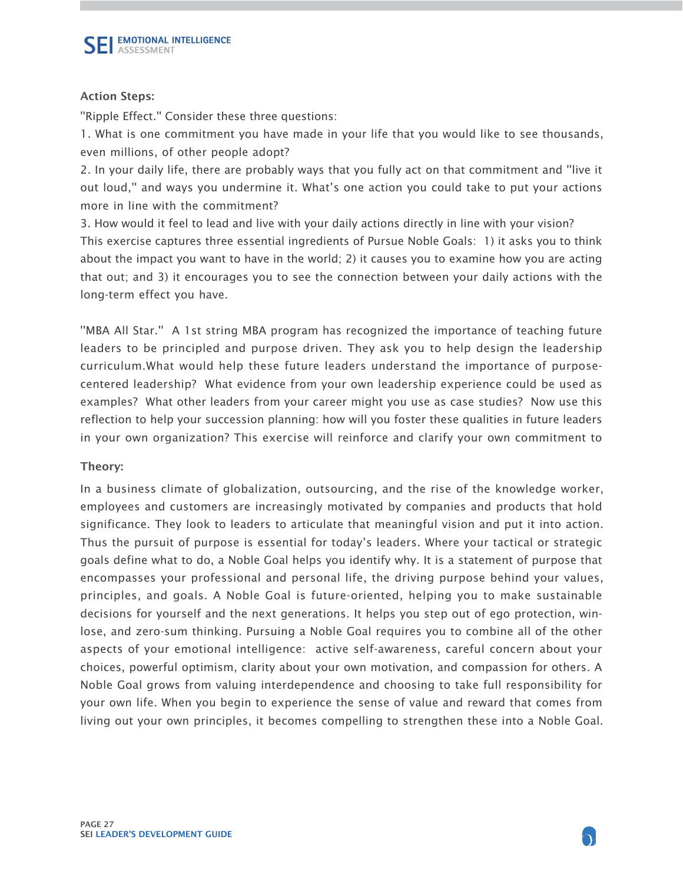**Action Steps:**

"Ripple Effect." Consider these three questions:

1. What is one commitment you have made in your life that you would like to see thousands, even millions, of other people adopt?
2. In your daily life, there are probably ways that you fully act on that commitment and "live it out loud," and ways you undermine it. What's one action you could take to put your actions more in line with the commitment?
3. How would it feel to lead and live with your daily actions directly in line with your vision?

This exercise captures three essential ingredients of Pursue Noble Goals: 1) it asks you to think about the impact you want to have in the world; 2) it causes you to examine how you are acting that out; and 3) it encourages you to see the connection between your daily actions with the long-term effect you have.

"MBA All Star." A 1st string MBA program has recognized the importance of teaching future leaders to be principled and purpose driven. They ask you to help design the leadership curriculum.What would help these future leaders understand the importance of purpose-centered leadership? What evidence from your own leadership experience could be used as examples? What other leaders from your career might you use as case studies? Now use this reflection to help your succession planning: how will you foster these qualities in future leaders in your own organization? This exercise will reinforce and clarify your own commitment to

**Theory:**

In a business climate of globalization, outsourcing, and the rise of the knowledge worker, employees and customers are increasingly motivated by companies and products that hold significance. They look to leaders to articulate that meaningful vision and put it into action. Thus the pursuit of purpose is essential for today's leaders. Where your tactical or strategic goals define what to do, a Noble Goal helps you identify why. It is a statement of purpose that encompasses your professional and personal life, the driving purpose behind your values, principles, and goals. A Noble Goal is future-oriented, helping you to make sustainable decisions for yourself and the next generations. It helps you step out of ego protection, win-lose, and zero-sum thinking. Pursuing a Noble Goal requires you to combine all of the other aspects of your emotional intelligence: active self-awareness, careful concern about your choices, powerful optimism, clarity about your own motivation, and compassion for others. A Noble Goal grows from valuing interdependence and choosing to take full responsibility for your own life. When you begin to experience the sense of value and reward that comes from living out your own principles, it becomes compelling to strengthen these into a Noble Goal.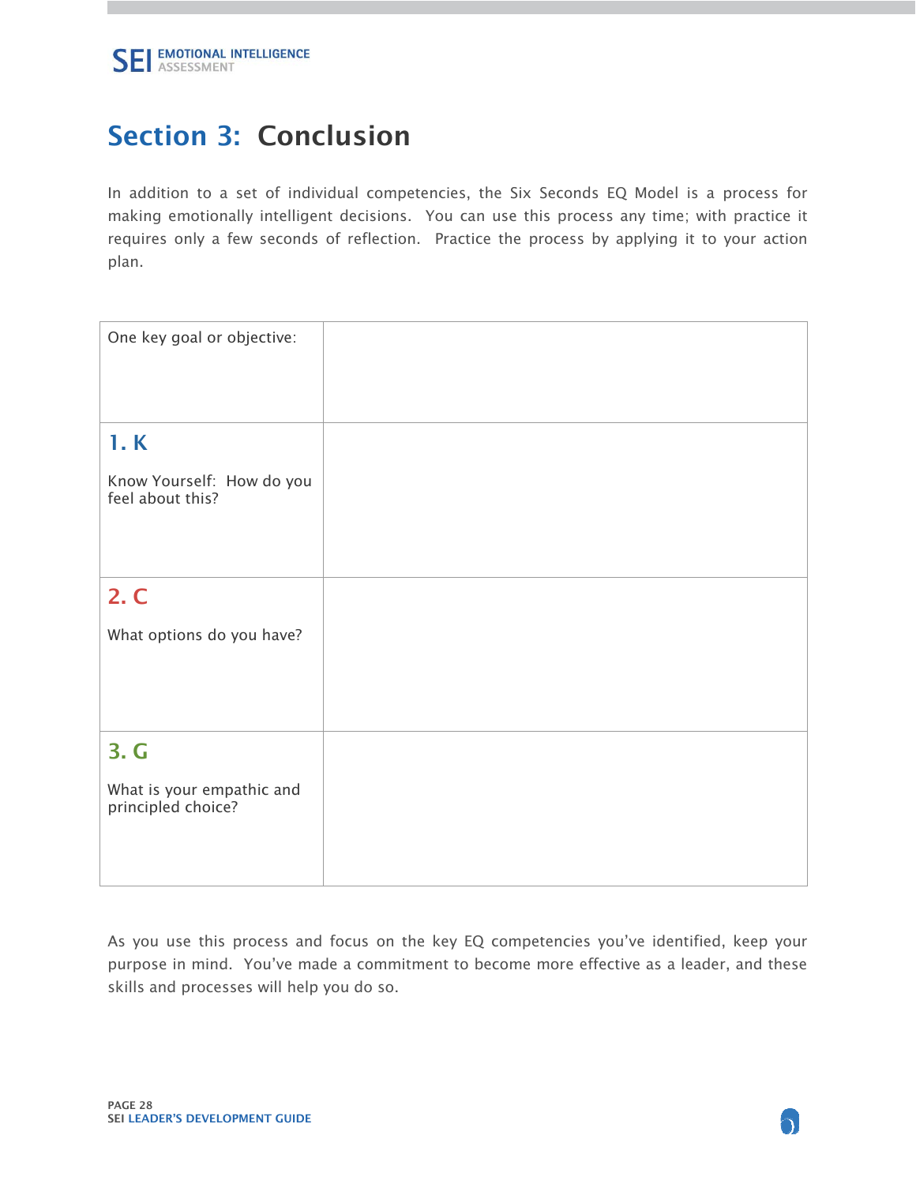## Section 3: Conclusion

In addition to a set of individual competencies, the Six Seconds EQ Model is a process for making emotionally intelligent decisions. You can use this process any time; with practice it requires only a few seconds of reflection. Practice the process by applying it to your action plan.

| | |
|---|---|
| One key goal or objective: | |
| **1. K**<br><br>Know Yourself: How do you feel about this? | |
| **2. C**<br><br>What options do you have? | |
| **3. G**<br><br>What is your empathic and principled choice? | |

As you use this process and focus on the key EQ competencies you've identified, keep your purpose in mind. You've made a commitment to become more effective as a leader, and these skills and processes will help you do so.